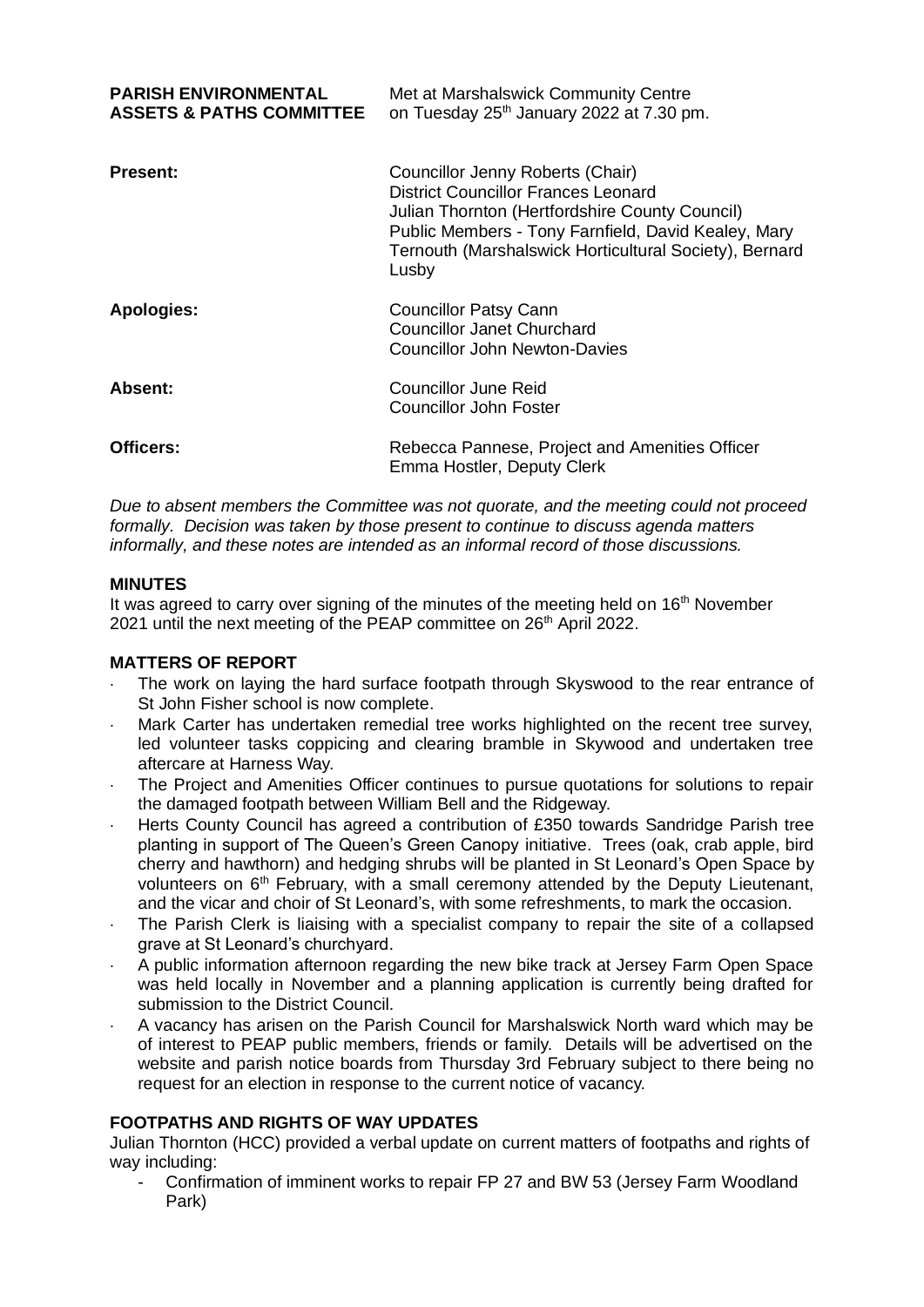| | |
|---|---|
| **PARISH ENVIRONMENTAL ASSETS & PATHS COMMITTEE** | Met at Marshalswick Community Centre on Tuesday 25th January 2022 at 7.30 pm. |
| **Present:** | Councillor Jenny Roberts (Chair)<br>District Councillor Frances Leonard<br>Julian Thornton (Hertfordshire County Council)<br>Public Members - Tony Farnfield, David Kealey, Mary Ternouth (Marshalswick Horticultural Society), Bernard Lusby |
| **Apologies:** | Councillor Patsy Cann<br>Councillor Janet Churchard<br>Councillor John Newton-Davies |
| **Absent:** | Councillor June Reid<br>Councillor John Foster |
| **Officers:** | Rebecca Pannese, Project and Amenities Officer<br>Emma Hostler, Deputy Clerk |

*Due to absent members the Committee was not quorate, and the meeting could not proceed formally. Decision was taken by those present to continue to discuss agenda matters informally, and these notes are intended as an informal record of those discussions.*

## MINUTES

It was agreed to carry over signing of the minutes of the meeting held on 16th November 2021 until the next meeting of the PEAP committee on 26th April 2022.

## MATTERS OF REPORT

- The work on laying the hard surface footpath through Skyswood to the rear entrance of St John Fisher school is now complete.
- Mark Carter has undertaken remedial tree works highlighted on the recent tree survey, led volunteer tasks coppicing and clearing bramble in Skywood and undertaken tree aftercare at Harness Way.
- The Project and Amenities Officer continues to pursue quotations for solutions to repair the damaged footpath between William Bell and the Ridgeway.
- Herts County Council has agreed a contribution of £350 towards Sandridge Parish tree planting in support of The Queen's Green Canopy initiative. Trees (oak, crab apple, bird cherry and hawthorn) and hedging shrubs will be planted in St Leonard's Open Space by volunteers on 6th February, with a small ceremony attended by the Deputy Lieutenant, and the vicar and choir of St Leonard's, with some refreshments, to mark the occasion.
- The Parish Clerk is liaising with a specialist company to repair the site of a collapsed grave at St Leonard's churchyard.
- A public information afternoon regarding the new bike track at Jersey Farm Open Space was held locally in November and a planning application is currently being drafted for submission to the District Council.
- A vacancy has arisen on the Parish Council for Marshalswick North ward which may be of interest to PEAP public members, friends or family. Details will be advertised on the website and parish notice boards from Thursday 3rd February subject to there being no request for an election in response to the current notice of vacancy.

## FOOTPATHS AND RIGHTS OF WAY UPDATES

Julian Thornton (HCC) provided a verbal update on current matters of footpaths and rights of way including:

- Confirmation of imminent works to repair FP 27 and BW 53 (Jersey Farm Woodland Park)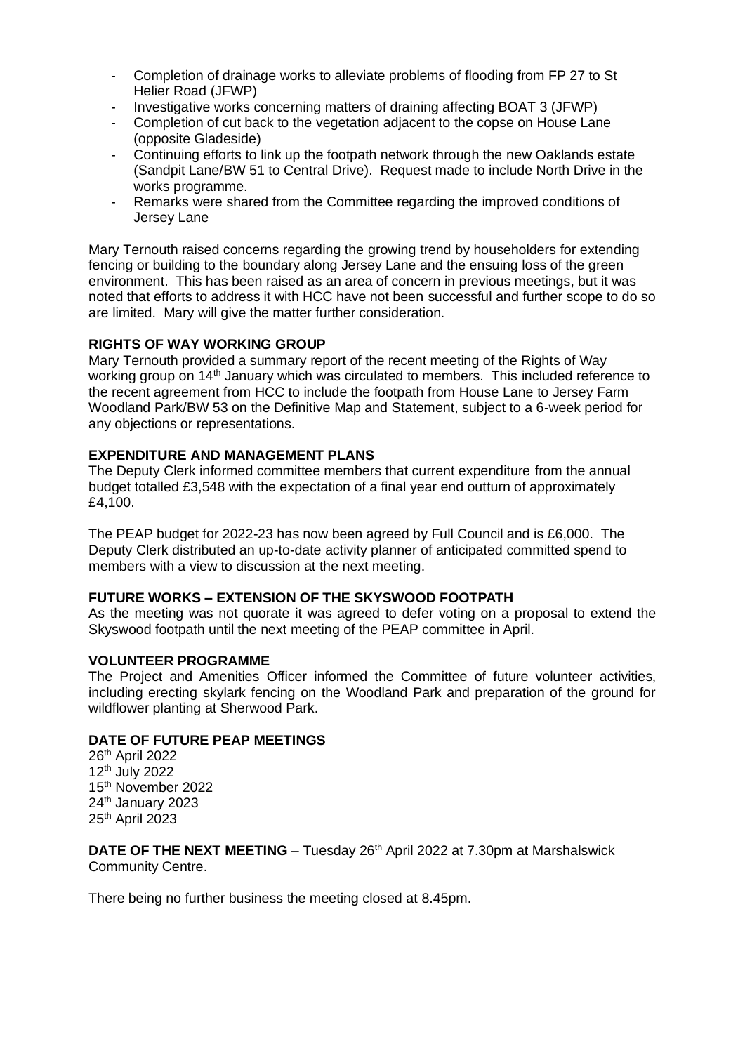- Completion of drainage works to alleviate problems of flooding from FP 27 to St Helier Road (JFWP)
- Investigative works concerning matters of draining affecting BOAT 3 (JFWP)
- Completion of cut back to the vegetation adjacent to the copse on House Lane (opposite Gladeside)
- Continuing efforts to link up the footpath network through the new Oaklands estate (Sandpit Lane/BW 51 to Central Drive). Request made to include North Drive in the works programme.
- Remarks were shared from the Committee regarding the improved conditions of Jersey Lane

Mary Ternouth raised concerns regarding the growing trend by householders for extending fencing or building to the boundary along Jersey Lane and the ensuing loss of the green environment. This has been raised as an area of concern in previous meetings, but it was noted that efforts to address it with HCC have not been successful and further scope to do so are limited. Mary will give the matter further consideration.

**RIGHTS OF WAY WORKING GROUP**

Mary Ternouth provided a summary report of the recent meeting of the Rights of Way working group on 14th January which was circulated to members. This included reference to the recent agreement from HCC to include the footpath from House Lane to Jersey Farm Woodland Park/BW 53 on the Definitive Map and Statement, subject to a 6-week period for any objections or representations.

**EXPENDITURE AND MANAGEMENT PLANS**

The Deputy Clerk informed committee members that current expenditure from the annual budget totalled £3,548 with the expectation of a final year end outturn of approximately £4,100.

The PEAP budget for 2022-23 has now been agreed by Full Council and is £6,000. The Deputy Clerk distributed an up-to-date activity planner of anticipated committed spend to members with a view to discussion at the next meeting.

**FUTURE WORKS – EXTENSION OF THE SKYSWOOD FOOTPATH**

As the meeting was not quorate it was agreed to defer voting on a proposal to extend the Skyswood footpath until the next meeting of the PEAP committee in April.

**VOLUNTEER PROGRAMME**

The Project and Amenities Officer informed the Committee of future volunteer activities, including erecting skylark fencing on the Woodland Park and preparation of the ground for wildflower planting at Sherwood Park.

**DATE OF FUTURE PEAP MEETINGS**

26th April 2022
12th July 2022
15th November 2022
24th January 2023
25th April 2023

**DATE OF THE NEXT MEETING** – Tuesday 26th April 2022 at 7.30pm at Marshalswick Community Centre.

There being no further business the meeting closed at 8.45pm.